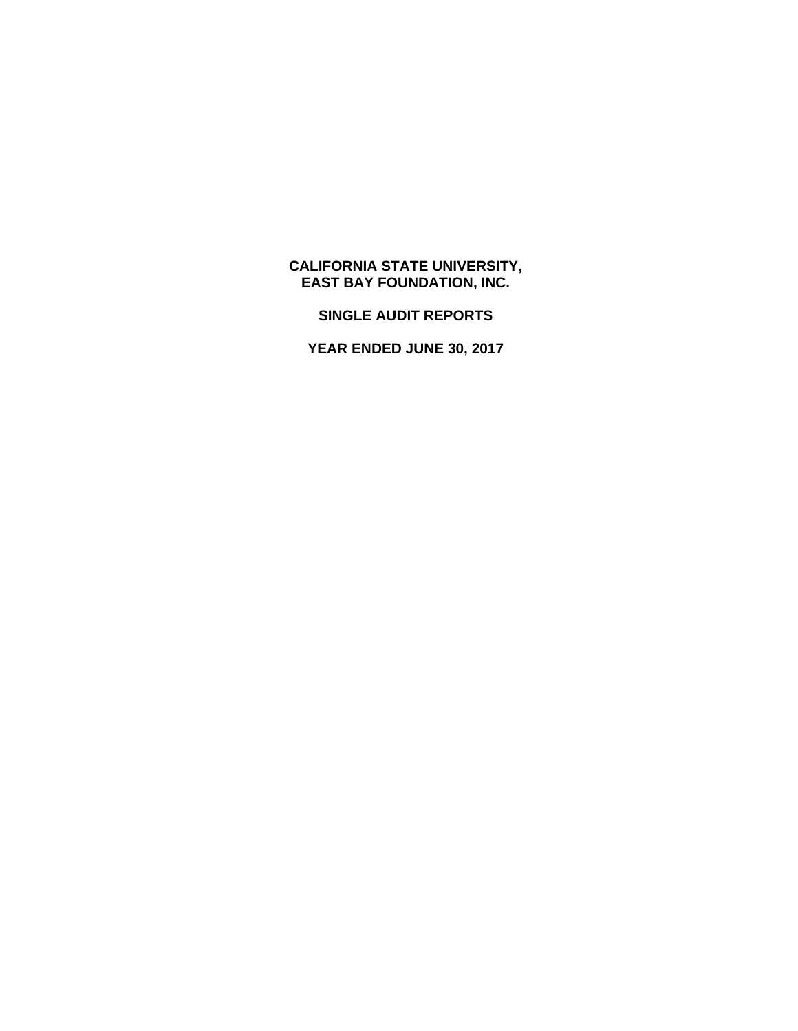# CALIFORNIA STATE UNIVERSITY, EAST BAY FOUNDATION, INC.

## SINGLE AUDIT REPORTS

## YEAR ENDED JUNE 30, 2017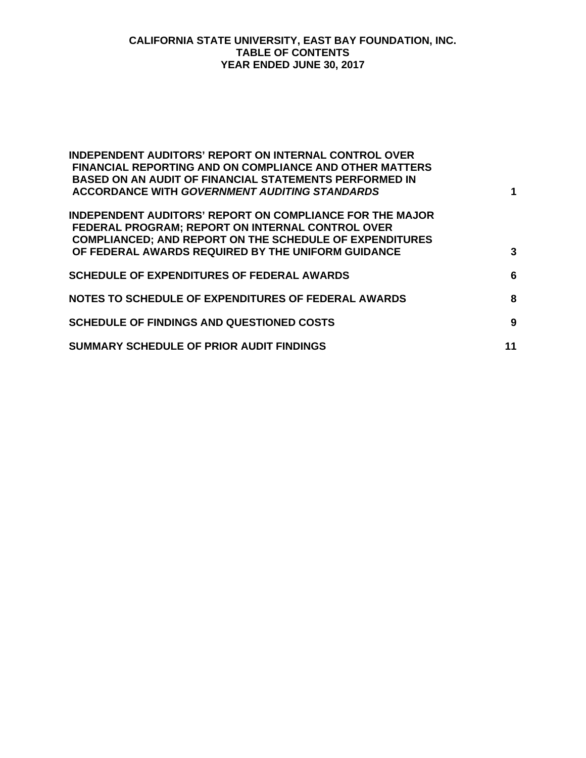# CALIFORNIA STATE UNIVERSITY, EAST BAY FOUNDATION, INC.
## TABLE OF CONTENTS
## YEAR ENDED JUNE 30, 2017

| | |
|---|---|
| **INDEPENDENT AUDITORS' REPORT ON INTERNAL CONTROL OVER FINANCIAL REPORTING AND ON COMPLIANCE AND OTHER MATTERS BASED ON AN AUDIT OF FINANCIAL STATEMENTS PERFORMED IN ACCORDANCE WITH *GOVERNMENT AUDITING STANDARDS*** | **1** |
| **INDEPENDENT AUDITORS' REPORT ON COMPLIANCE FOR THE MAJOR FEDERAL PROGRAM; REPORT ON INTERNAL CONTROL OVER COMPLIANCED; AND REPORT ON THE SCHEDULE OF EXPENDITURES OF FEDERAL AWARDS REQUIRED BY THE UNIFORM GUIDANCE** | **3** |
| **SCHEDULE OF EXPENDITURES OF FEDERAL AWARDS** | **6** |
| **NOTES TO SCHEDULE OF EXPENDITURES OF FEDERAL AWARDS** | **8** |
| **SCHEDULE OF FINDINGS AND QUESTIONED COSTS** | **9** |
| **SUMMARY SCHEDULE OF PRIOR AUDIT FINDINGS** | **11** |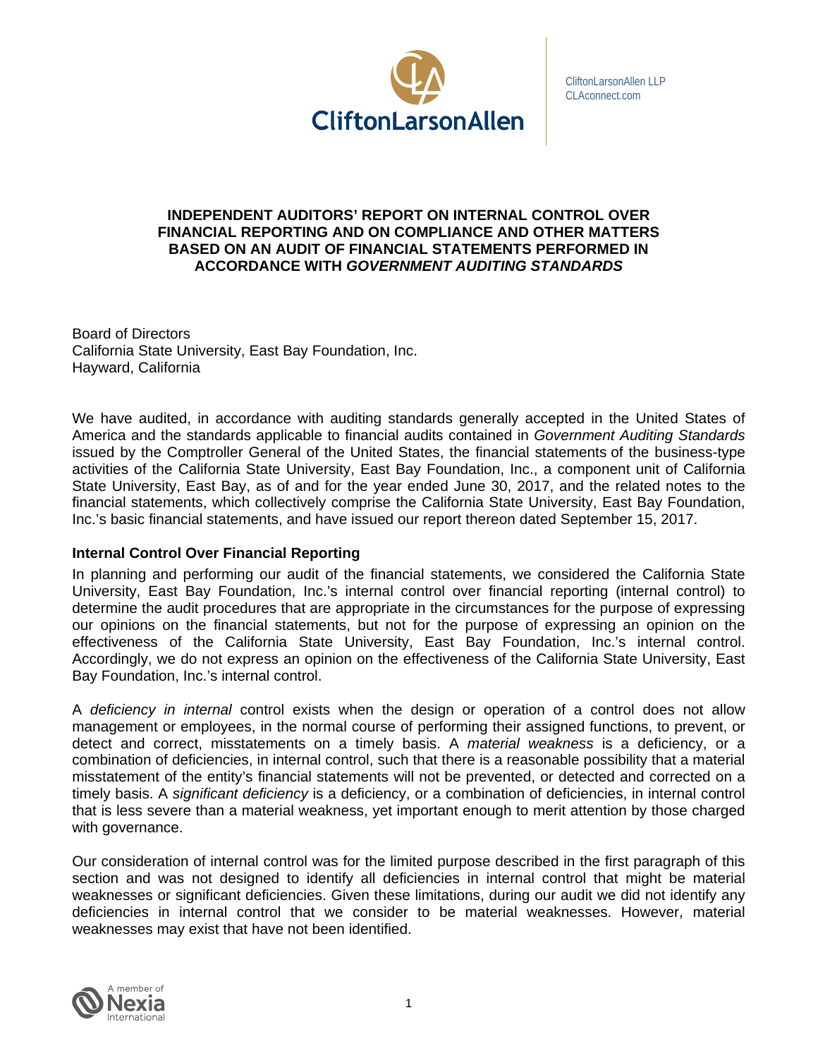CliftonLarsonAllen LLP
CLAconnect.com

# INDEPENDENT AUDITORS' REPORT ON INTERNAL CONTROL OVER FINANCIAL REPORTING AND ON COMPLIANCE AND OTHER MATTERS BASED ON AN AUDIT OF FINANCIAL STATEMENTS PERFORMED IN ACCORDANCE WITH *GOVERNMENT AUDITING STANDARDS*

Board of Directors
California State University, East Bay Foundation, Inc.
Hayward, California

We have audited, in accordance with auditing standards generally accepted in the United States of America and the standards applicable to financial audits contained in *Government Auditing Standards* issued by the Comptroller General of the United States, the financial statements of the business-type activities of the California State University, East Bay Foundation, Inc., a component unit of California State University, East Bay, as of and for the year ended June 30, 2017, and the related notes to the financial statements, which collectively comprise the California State University, East Bay Foundation, Inc.'s basic financial statements, and have issued our report thereon dated September 15, 2017.

## Internal Control Over Financial Reporting

In planning and performing our audit of the financial statements, we considered the California State University, East Bay Foundation, Inc.'s internal control over financial reporting (internal control) to determine the audit procedures that are appropriate in the circumstances for the purpose of expressing our opinions on the financial statements, but not for the purpose of expressing an opinion on the effectiveness of the California State University, East Bay Foundation, Inc.'s internal control. Accordingly, we do not express an opinion on the effectiveness of the California State University, East Bay Foundation, Inc.'s internal control.

A *deficiency in internal* control exists when the design or operation of a control does not allow management or employees, in the normal course of performing their assigned functions, to prevent, or detect and correct, misstatements on a timely basis. A *material weakness* is a deficiency, or a combination of deficiencies, in internal control, such that there is a reasonable possibility that a material misstatement of the entity's financial statements will not be prevented, or detected and corrected on a timely basis. A *significant deficiency* is a deficiency, or a combination of deficiencies, in internal control that is less severe than a material weakness, yet important enough to merit attention by those charged with governance.

Our consideration of internal control was for the limited purpose described in the first paragraph of this section and was not designed to identify all deficiencies in internal control that might be material weaknesses or significant deficiencies. Given these limitations, during our audit we did not identify any deficiencies in internal control that we consider to be material weaknesses. However, material weaknesses may exist that have not been identified.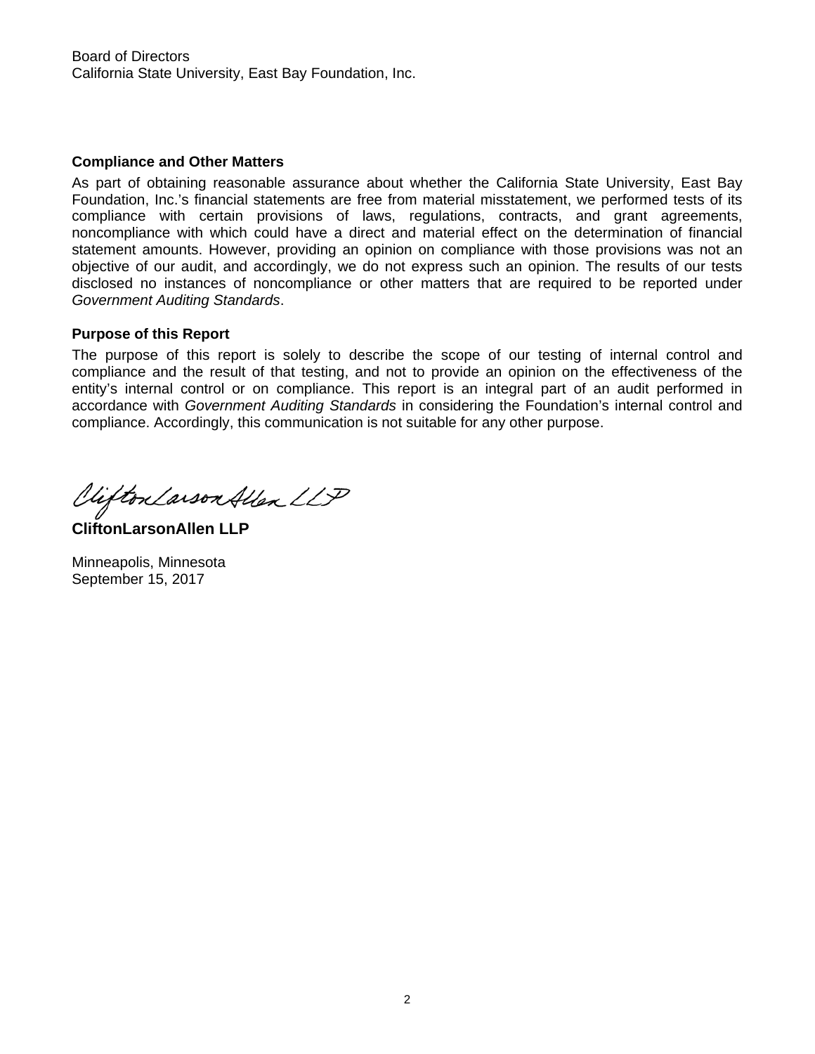Board of Directors
California State University, East Bay Foundation, Inc.

**Compliance and Other Matters**

As part of obtaining reasonable assurance about whether the California State University, East Bay Foundation, Inc.'s financial statements are free from material misstatement, we performed tests of its compliance with certain provisions of laws, regulations, contracts, and grant agreements, noncompliance with which could have a direct and material effect on the determination of financial statement amounts. However, providing an opinion on compliance with those provisions was not an objective of our audit, and accordingly, we do not express such an opinion. The results of our tests disclosed no instances of noncompliance or other matters that are required to be reported under *Government Auditing Standards*.

**Purpose of this Report**

The purpose of this report is solely to describe the scope of our testing of internal control and compliance and the result of that testing, and not to provide an opinion on the effectiveness of the entity's internal control or on compliance. This report is an integral part of an audit performed in accordance with *Government Auditing Standards* in considering the Foundation's internal control and compliance. Accordingly, this communication is not suitable for any other purpose.

CliftonLarsonAllen LLP

**CliftonLarsonAllen LLP**

Minneapolis, Minnesota
September 15, 2017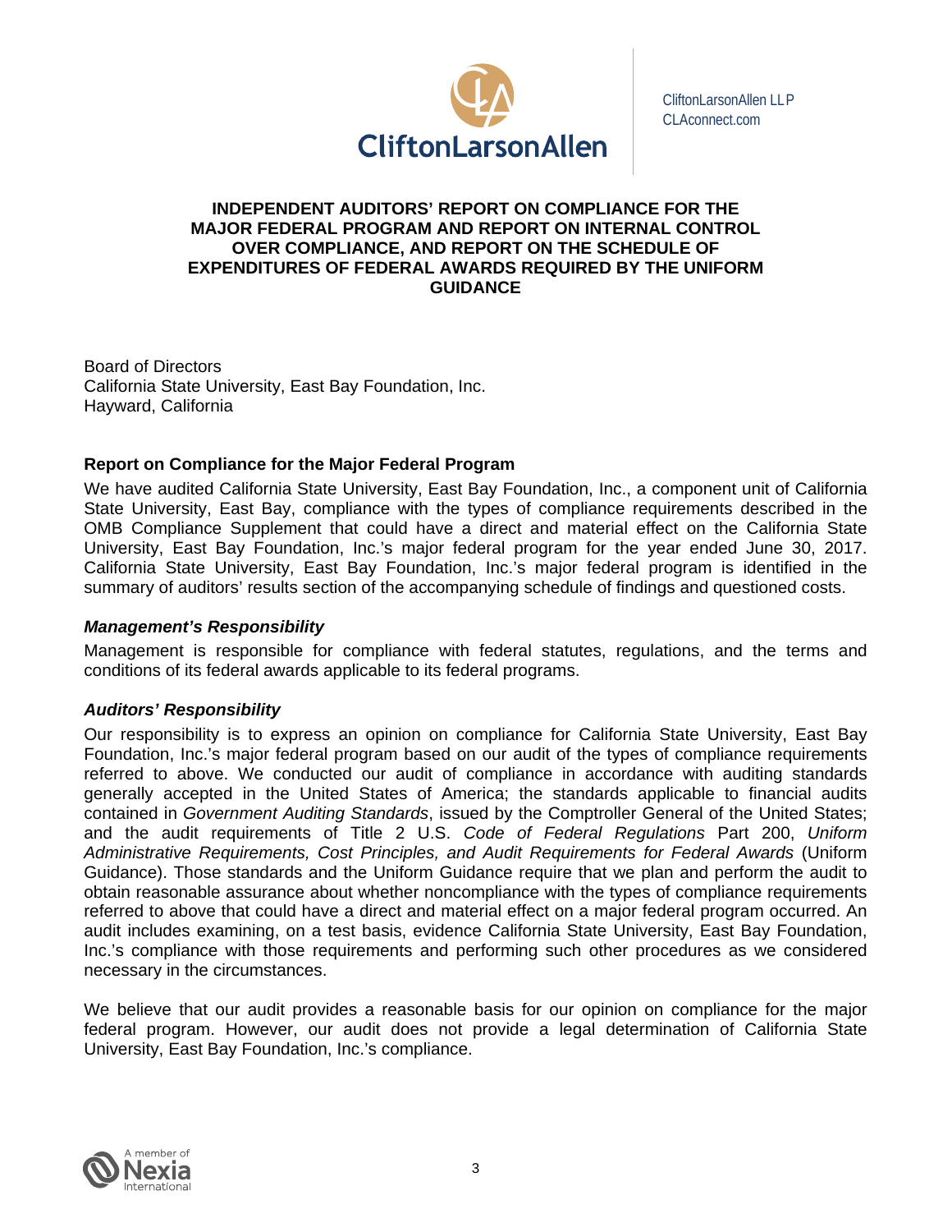CliftonLarsonAllen LLP
CLAconnect.com

# INDEPENDENT AUDITORS' REPORT ON COMPLIANCE FOR THE MAJOR FEDERAL PROGRAM AND REPORT ON INTERNAL CONTROL OVER COMPLIANCE, AND REPORT ON THE SCHEDULE OF EXPENDITURES OF FEDERAL AWARDS REQUIRED BY THE UNIFORM GUIDANCE

Board of Directors
California State University, East Bay Foundation, Inc.
Hayward, California

## Report on Compliance for the Major Federal Program

We have audited California State University, East Bay Foundation, Inc., a component unit of California State University, East Bay, compliance with the types of compliance requirements described in the OMB Compliance Supplement that could have a direct and material effect on the California State University, East Bay Foundation, Inc.'s major federal program for the year ended June 30, 2017. California State University, East Bay Foundation, Inc.'s major federal program is identified in the summary of auditors' results section of the accompanying schedule of findings and questioned costs.

### *Management's Responsibility*

Management is responsible for compliance with federal statutes, regulations, and the terms and conditions of its federal awards applicable to its federal programs.

### *Auditors' Responsibility*

Our responsibility is to express an opinion on compliance for California State University, East Bay Foundation, Inc.'s major federal program based on our audit of the types of compliance requirements referred to above. We conducted our audit of compliance in accordance with auditing standards generally accepted in the United States of America; the standards applicable to financial audits contained in *Government Auditing Standards*, issued by the Comptroller General of the United States; and the audit requirements of Title 2 U.S. *Code of Federal Regulations* Part 200, *Uniform Administrative Requirements, Cost Principles, and Audit Requirements for Federal Awards* (Uniform Guidance). Those standards and the Uniform Guidance require that we plan and perform the audit to obtain reasonable assurance about whether noncompliance with the types of compliance requirements referred to above that could have a direct and material effect on a major federal program occurred. An audit includes examining, on a test basis, evidence California State University, East Bay Foundation, Inc.'s compliance with those requirements and performing such other procedures as we considered necessary in the circumstances.

We believe that our audit provides a reasonable basis for our opinion on compliance for the major federal program. However, our audit does not provide a legal determination of California State University, East Bay Foundation, Inc.'s compliance.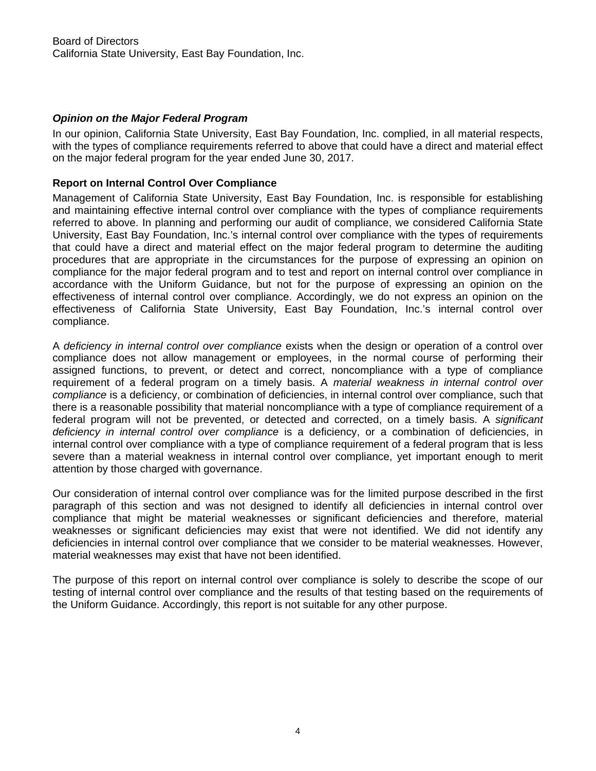Board of Directors
California State University, East Bay Foundation, Inc.

### *Opinion on the Major Federal Program*

In our opinion, California State University, East Bay Foundation, Inc. complied, in all material respects, with the types of compliance requirements referred to above that could have a direct and material effect on the major federal program for the year ended June 30, 2017.

### Report on Internal Control Over Compliance

Management of California State University, East Bay Foundation, Inc. is responsible for establishing and maintaining effective internal control over compliance with the types of compliance requirements referred to above. In planning and performing our audit of compliance, we considered California State University, East Bay Foundation, Inc.'s internal control over compliance with the types of requirements that could have a direct and material effect on the major federal program to determine the auditing procedures that are appropriate in the circumstances for the purpose of expressing an opinion on compliance for the major federal program and to test and report on internal control over compliance in accordance with the Uniform Guidance, but not for the purpose of expressing an opinion on the effectiveness of internal control over compliance. Accordingly, we do not express an opinion on the effectiveness of California State University, East Bay Foundation, Inc.'s internal control over compliance.

A *deficiency in internal control over compliance* exists when the design or operation of a control over compliance does not allow management or employees, in the normal course of performing their assigned functions, to prevent, or detect and correct, noncompliance with a type of compliance requirement of a federal program on a timely basis. A *material weakness in internal control over compliance* is a deficiency, or combination of deficiencies, in internal control over compliance, such that there is a reasonable possibility that material noncompliance with a type of compliance requirement of a federal program will not be prevented, or detected and corrected, on a timely basis. A *significant deficiency in internal control over compliance* is a deficiency, or a combination of deficiencies, in internal control over compliance with a type of compliance requirement of a federal program that is less severe than a material weakness in internal control over compliance, yet important enough to merit attention by those charged with governance.

Our consideration of internal control over compliance was for the limited purpose described in the first paragraph of this section and was not designed to identify all deficiencies in internal control over compliance that might be material weaknesses or significant deficiencies and therefore, material weaknesses or significant deficiencies may exist that were not identified. We did not identify any deficiencies in internal control over compliance that we consider to be material weaknesses. However, material weaknesses may exist that have not been identified.

The purpose of this report on internal control over compliance is solely to describe the scope of our testing of internal control over compliance and the results of that testing based on the requirements of the Uniform Guidance. Accordingly, this report is not suitable for any other purpose.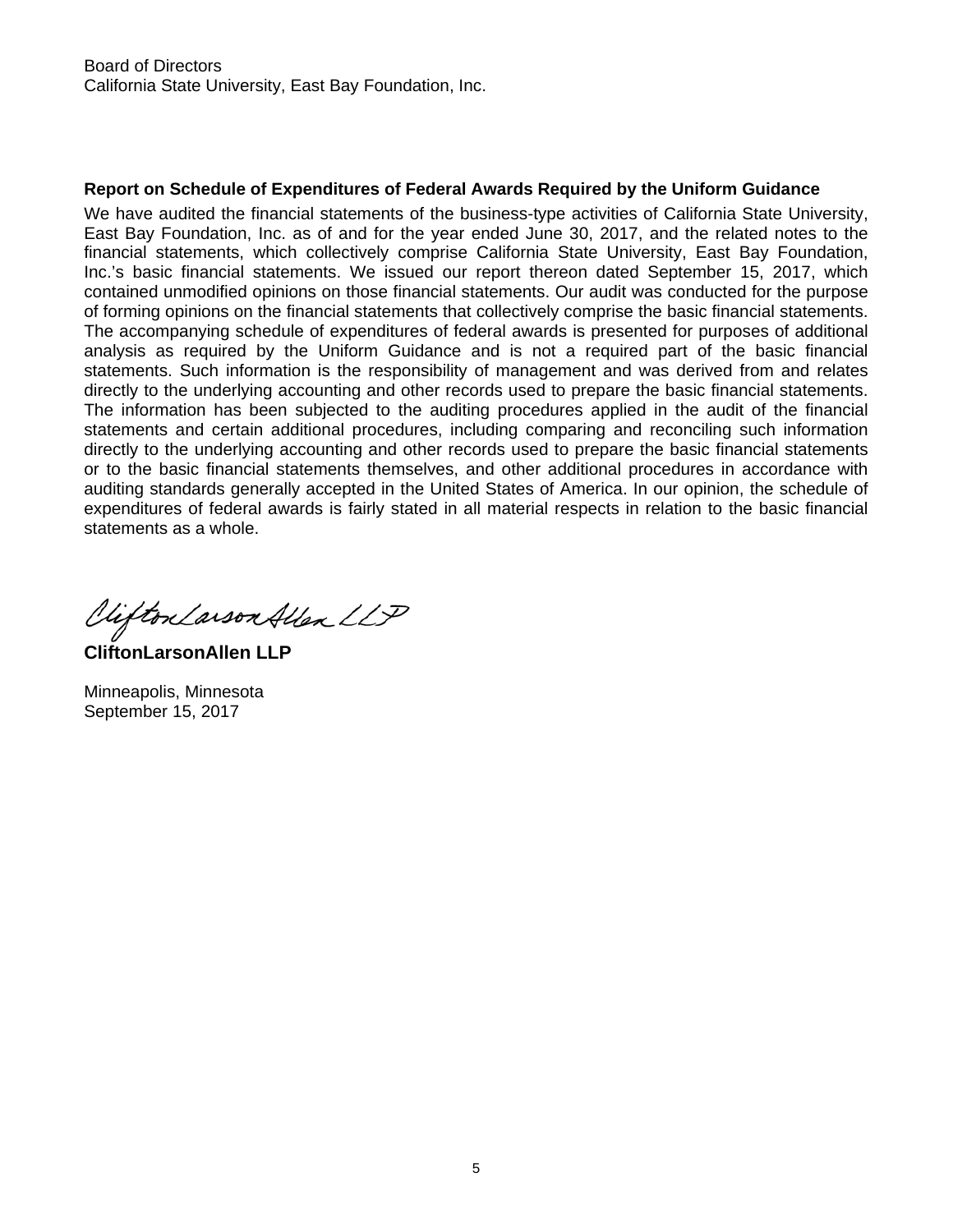Board of Directors
California State University, East Bay Foundation, Inc.

**Report on Schedule of Expenditures of Federal Awards Required by the Uniform Guidance**

We have audited the financial statements of the business-type activities of California State University, East Bay Foundation, Inc. as of and for the year ended June 30, 2017, and the related notes to the financial statements, which collectively comprise California State University, East Bay Foundation, Inc.'s basic financial statements. We issued our report thereon dated September 15, 2017, which contained unmodified opinions on those financial statements. Our audit was conducted for the purpose of forming opinions on the financial statements that collectively comprise the basic financial statements. The accompanying schedule of expenditures of federal awards is presented for purposes of additional analysis as required by the Uniform Guidance and is not a required part of the basic financial statements. Such information is the responsibility of management and was derived from and relates directly to the underlying accounting and other records used to prepare the basic financial statements. The information has been subjected to the auditing procedures applied in the audit of the financial statements and certain additional procedures, including comparing and reconciling such information directly to the underlying accounting and other records used to prepare the basic financial statements or to the basic financial statements themselves, and other additional procedures in accordance with auditing standards generally accepted in the United States of America. In our opinion, the schedule of expenditures of federal awards is fairly stated in all material respects in relation to the basic financial statements as a whole.

CliftonLarsonAllen LLP

**CliftonLarsonAllen LLP**

Minneapolis, Minnesota
September 15, 2017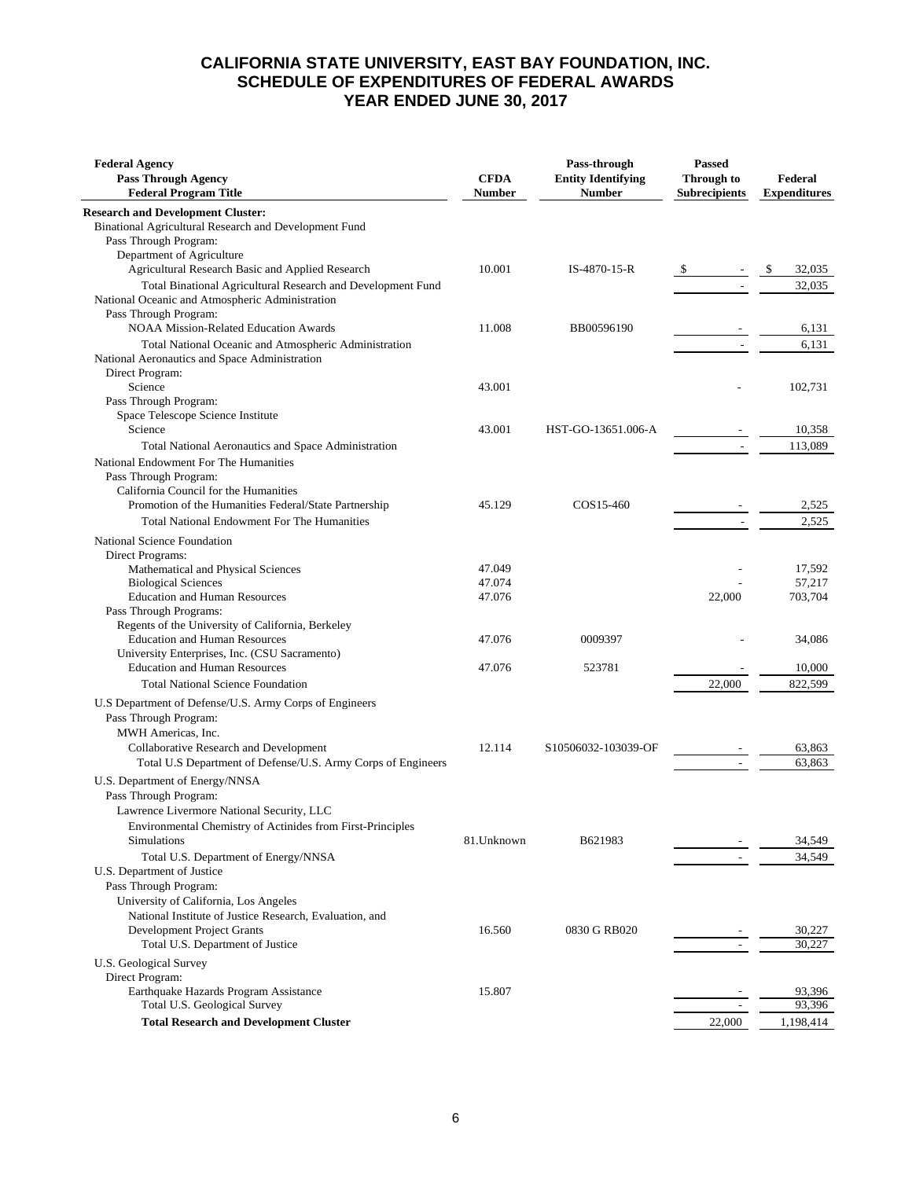# CALIFORNIA STATE UNIVERSITY, EAST BAY FOUNDATION, INC.
## SCHEDULE OF EXPENDITURES OF FEDERAL AWARDS
## YEAR ENDED JUNE 30, 2017

| Federal Agency / Pass Through Agency / Federal Program Title | CFDA Number | Pass-through Entity Identifying Number | Passed Through to Subrecipients | Federal Expenditures |
|---|---|---|---|---|
| **Research and Development Cluster:** | | | | |
| Binational Agricultural Research and Development Fund | | | | |
| Pass Through Program: | | | | |
| Department of Agriculture | | | | |
| Agricultural Research Basic and Applied Research | 10.001 | IS-4870-15-R | $ - | $ 32,035 |
| Total Binational Agricultural Research and Development Fund | | | - | 32,035 |
| National Oceanic and Atmospheric Administration | | | | |
| Pass Through Program: | | | | |
| NOAA Mission-Related Education Awards | 11.008 | BB00596190 | - | 6,131 |
| Total National Oceanic and Atmospheric Administration | | | - | 6,131 |
| National Aeronautics and Space Administration | | | | |
| Direct Program: | | | | |
| Science | 43.001 | | - | 102,731 |
| Pass Through Program: | | | | |
| Space Telescope Science Institute | | | | |
| Science | 43.001 | HST-GO-13651.006-A | - | 10,358 |
| Total National Aeronautics and Space Administration | | | - | 113,089 |
| National Endowment For The Humanities | | | | |
| Pass Through Program: | | | | |
| California Council for the Humanities | | | | |
| Promotion of the Humanities Federal/State Partnership | 45.129 | COS15-460 | - | 2,525 |
| Total National Endowment For The Humanities | | | - | 2,525 |
| National Science Foundation | | | | |
| Direct Programs: | | | | |
| Mathematical and Physical Sciences | 47.049 | | - | 17,592 |
| Biological Sciences | 47.074 | | - | 57,217 |
| Education and Human Resources | 47.076 | | 22,000 | 703,704 |
| Pass Through Programs: | | | | |
| Regents of the University of California, Berkeley | | | | |
| Education and Human Resources | 47.076 | 0009397 | - | 34,086 |
| University Enterprises, Inc. (CSU Sacramento) | | | | |
| Education and Human Resources | 47.076 | 523781 | - | 10,000 |
| Total National Science Foundation | | | 22,000 | 822,599 |
| U.S Department of Defense/U.S. Army Corps of Engineers | | | | |
| Pass Through Program: | | | | |
| MWH Americas, Inc. | | | | |
| Collaborative Research and Development | 12.114 | S10506032-103039-OF | - | 63,863 |
| Total U.S Department of Defense/U.S. Army Corps of Engineers | | | - | 63,863 |
| U.S. Department of Energy/NNSA | | | | |
| Pass Through Program: | | | | |
| Lawrence Livermore National Security, LLC | | | | |
| Environmental Chemistry of Actinides from First-Principles Simulations | 81.Unknown | B621983 | - | 34,549 |
| Total U.S. Department of Energy/NNSA | | | - | 34,549 |
| U.S. Department of Justice | | | | |
| Pass Through Program: | | | | |
| University of California, Los Angeles | | | | |
| National Institute of Justice Research, Evaluation, and Development Project Grants | 16.560 | 0830 G RB020 | - | 30,227 |
| Total U.S. Department of Justice | | | - | 30,227 |
| U.S. Geological Survey | | | | |
| Direct Program: | | | | |
| Earthquake Hazards Program Assistance | 15.807 | | - | 93,396 |
| Total U.S. Geological Survey | | | - | 93,396 |
| **Total Research and Development Cluster** | | | 22,000 | 1,198,414 |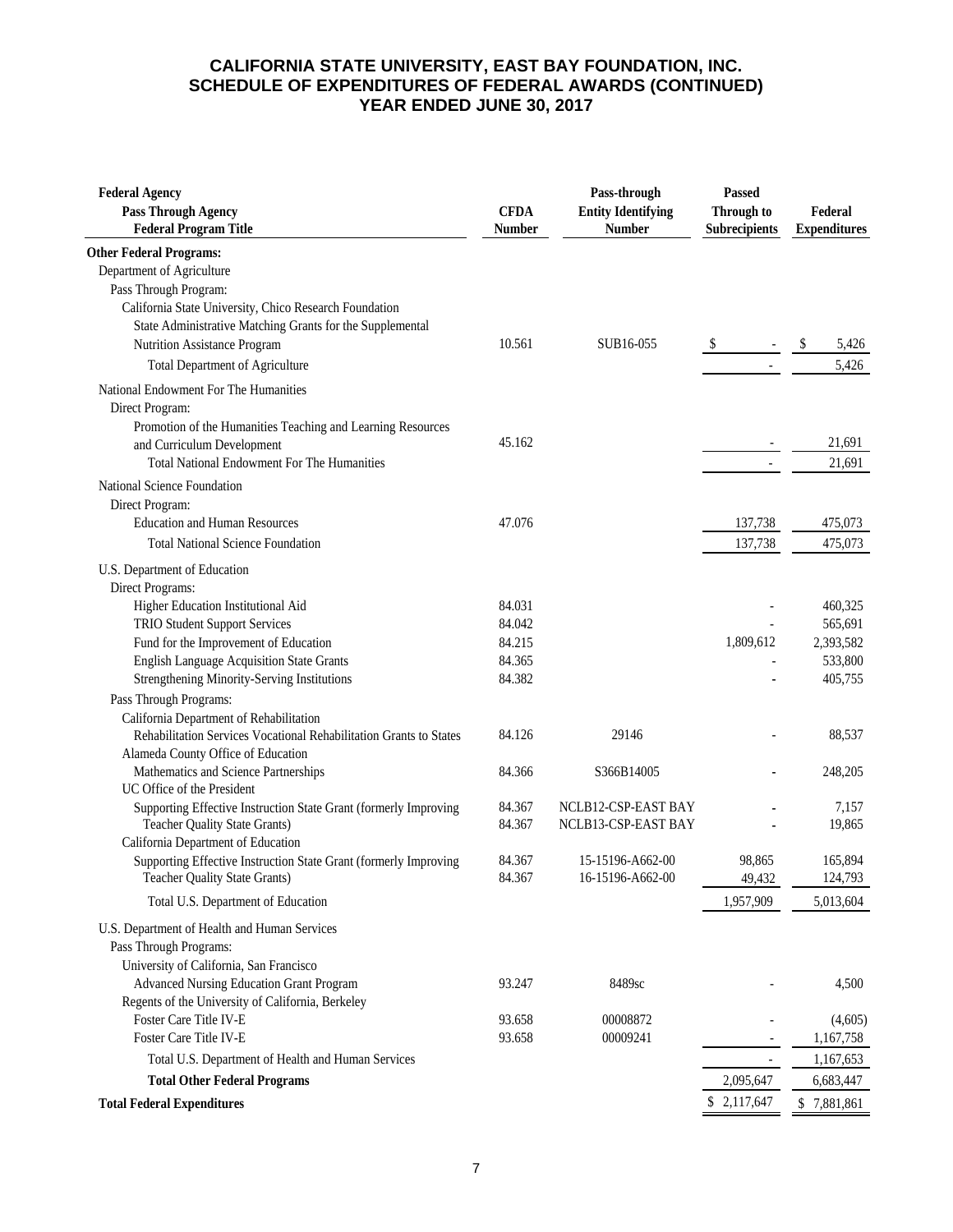# CALIFORNIA STATE UNIVERSITY, EAST BAY FOUNDATION, INC.
## SCHEDULE OF EXPENDITURES OF FEDERAL AWARDS (CONTINUED)
## YEAR ENDED JUNE 30, 2017

| Federal Agency / Pass Through Agency / Federal Program Title | CFDA Number | Pass-through Entity Identifying Number | Passed Through to Subrecipients | Federal Expenditures |
|---|---|---|---|---|
| **Other Federal Programs:** | | | | |
| Department of Agriculture | | | | |
| Pass Through Program: | | | | |
| California State University, Chico Research Foundation | | | | |
| State Administrative Matching Grants for the Supplemental Nutrition Assistance Program | 10.561 | SUB16-055 | $ - | $ 5,426 |
| Total Department of Agriculture | | | - | 5,426 |
| National Endowment For The Humanities | | | | |
| Direct Program: | | | | |
| Promotion of the Humanities Teaching and Learning Resources and Curriculum Development | 45.162 | | - | 21,691 |
| Total National Endowment For The Humanities | | | - | 21,691 |
| National Science Foundation | | | | |
| Direct Program: | | | | |
| Education and Human Resources | 47.076 | | 137,738 | 475,073 |
| Total National Science Foundation | | | 137,738 | 475,073 |
| U.S. Department of Education | | | | |
| Direct Programs: | | | | |
| Higher Education Institutional Aid | 84.031 | | - | 460,325 |
| TRIO Student Support Services | 84.042 | | - | 565,691 |
| Fund for the Improvement of Education | 84.215 | | 1,809,612 | 2,393,582 |
| English Language Acquisition State Grants | 84.365 | | - | 533,800 |
| Strengthening Minority-Serving Institutions | 84.382 | | - | 405,755 |
| Pass Through Programs: | | | | |
| California Department of Rehabilitation | | | | |
| Rehabilitation Services Vocational Rehabilitation Grants to States | 84.126 | 29146 | - | 88,537 |
| Alameda County Office of Education | | | | |
| Mathematics and Science Partnerships | 84.366 | S366B14005 | - | 248,205 |
| UC Office of the President | | | | |
| Supporting Effective Instruction State Grant (formerly Improving | 84.367 | NCLB12-CSP-EAST BAY | - | 7,157 |
| Teacher Quality State Grants) | 84.367 | NCLB13-CSP-EAST BAY | - | 19,865 |
| California Department of Education | | | | |
| Supporting Effective Instruction State Grant (formerly Improving | 84.367 | 15-15196-A662-00 | 98,865 | 165,894 |
| Teacher Quality State Grants) | 84.367 | 16-15196-A662-00 | 49,432 | 124,793 |
| Total U.S. Department of Education | | | 1,957,909 | 5,013,604 |
| U.S. Department of Health and Human Services | | | | |
| Pass Through Programs: | | | | |
| University of California, San Francisco | | | | |
| Advanced Nursing Education Grant Program | 93.247 | 8489sc | - | 4,500 |
| Regents of the University of California, Berkeley | | | | |
| Foster Care Title IV-E | 93.658 | 00008872 | - | (4,605) |
| Foster Care Title IV-E | 93.658 | 00009241 | - | 1,167,758 |
| Total U.S. Department of Health and Human Services | | | - | 1,167,653 |
| **Total Other Federal Programs** | | | 2,095,647 | 6,683,447 |
| **Total Federal Expenditures** | | | $ 2,117,647 | $ 7,881,861 |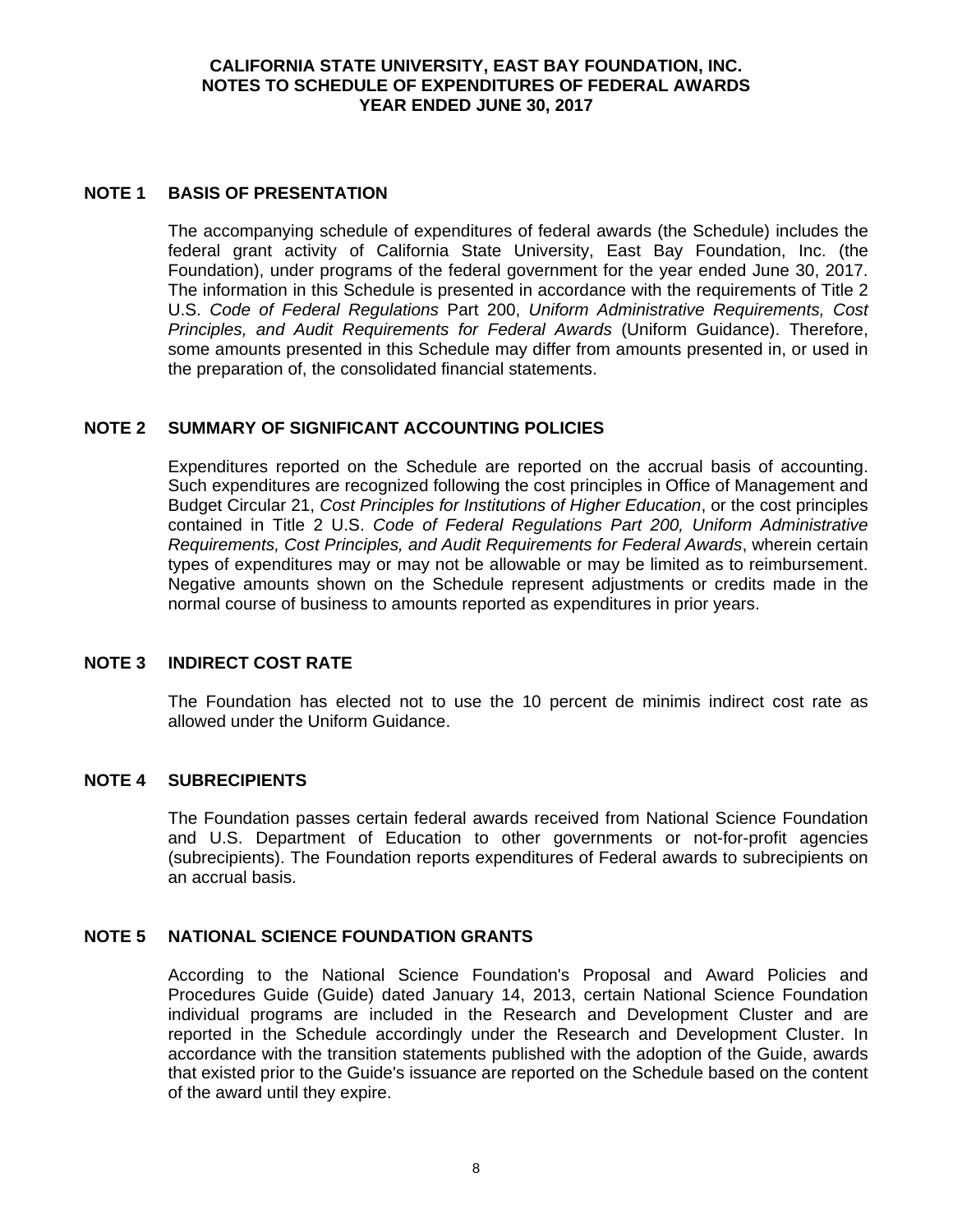# CALIFORNIA STATE UNIVERSITY, EAST BAY FOUNDATION, INC.
## NOTES TO SCHEDULE OF EXPENDITURES OF FEDERAL AWARDS
### YEAR ENDED JUNE 30, 2017

## NOTE 1 BASIS OF PRESENTATION

The accompanying schedule of expenditures of federal awards (the Schedule) includes the federal grant activity of California State University, East Bay Foundation, Inc. (the Foundation), under programs of the federal government for the year ended June 30, 2017. The information in this Schedule is presented in accordance with the requirements of Title 2 U.S. *Code of Federal Regulations* Part 200, *Uniform Administrative Requirements, Cost Principles, and Audit Requirements for Federal Awards* (Uniform Guidance). Therefore, some amounts presented in this Schedule may differ from amounts presented in, or used in the preparation of, the consolidated financial statements.

## NOTE 2 SUMMARY OF SIGNIFICANT ACCOUNTING POLICIES

Expenditures reported on the Schedule are reported on the accrual basis of accounting. Such expenditures are recognized following the cost principles in Office of Management and Budget Circular 21, *Cost Principles for Institutions of Higher Education*, or the cost principles contained in Title 2 U.S. *Code of Federal Regulations Part 200, Uniform Administrative Requirements, Cost Principles, and Audit Requirements for Federal Awards*, wherein certain types of expenditures may or may not be allowable or may be limited as to reimbursement. Negative amounts shown on the Schedule represent adjustments or credits made in the normal course of business to amounts reported as expenditures in prior years.

## NOTE 3 INDIRECT COST RATE

The Foundation has elected not to use the 10 percent de minimis indirect cost rate as allowed under the Uniform Guidance.

## NOTE 4 SUBRECIPIENTS

The Foundation passes certain federal awards received from National Science Foundation and U.S. Department of Education to other governments or not-for-profit agencies (subrecipients). The Foundation reports expenditures of Federal awards to subrecipients on an accrual basis.

## NOTE 5 NATIONAL SCIENCE FOUNDATION GRANTS

According to the National Science Foundation's Proposal and Award Policies and Procedures Guide (Guide) dated January 14, 2013, certain National Science Foundation individual programs are included in the Research and Development Cluster and are reported in the Schedule accordingly under the Research and Development Cluster. In accordance with the transition statements published with the adoption of the Guide, awards that existed prior to the Guide's issuance are reported on the Schedule based on the content of the award until they expire.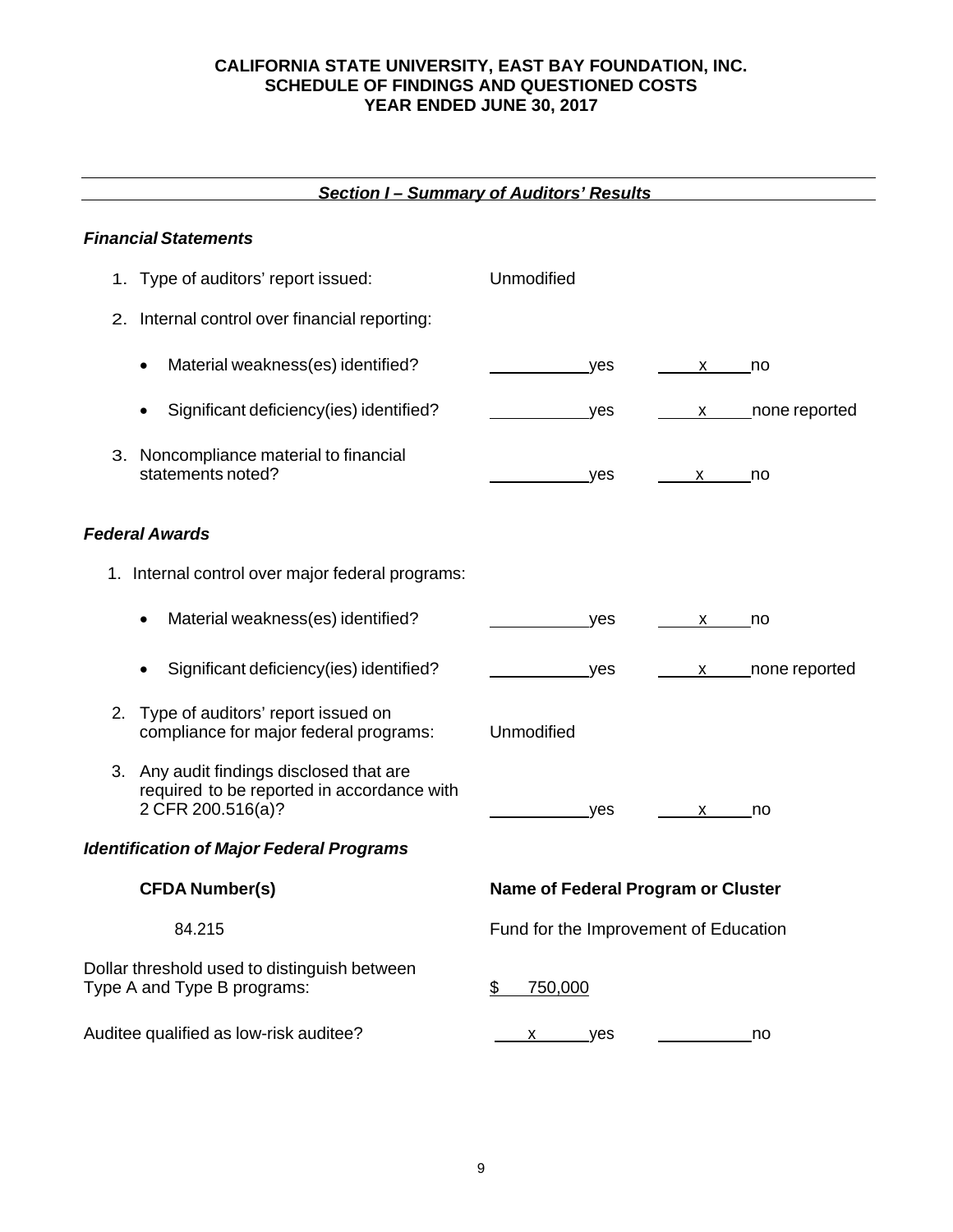# CALIFORNIA STATE UNIVERSITY, EAST BAY FOUNDATION, INC.
## SCHEDULE OF FINDINGS AND QUESTIONED COSTS
## YEAR ENDED JUNE 30, 2017

## *Section I – Summary of Auditors' Results*

### *Financial Statements*

1. Type of auditors' report issued: Unmodified

2. Internal control over financial reporting:

   - Material weakness(es) identified? ______ yes __x__ no
   - Significant deficiency(ies) identified? ______ yes __x__ none reported

3. Noncompliance material to financial statements noted? ______ yes __x__ no

### *Federal Awards*

1. Internal control over major federal programs:

   - Material weakness(es) identified? ______ yes __x__ no
   - Significant deficiency(ies) identified? ______ yes __x__ none reported

2. Type of auditors' report issued on compliance for major federal programs: Unmodified

3. Any audit findings disclosed that are required to be reported in accordance with 2 CFR 200.516(a)? ______ yes __x__ no

### *Identification of Major Federal Programs*

| CFDA Number(s) | Name of Federal Program or Cluster |
|---|---|
| 84.215 | Fund for the Improvement of Education |

Dollar threshold used to distinguish between Type A and Type B programs: $ 750,000

Auditee qualified as low-risk auditee? __x__ yes ______ no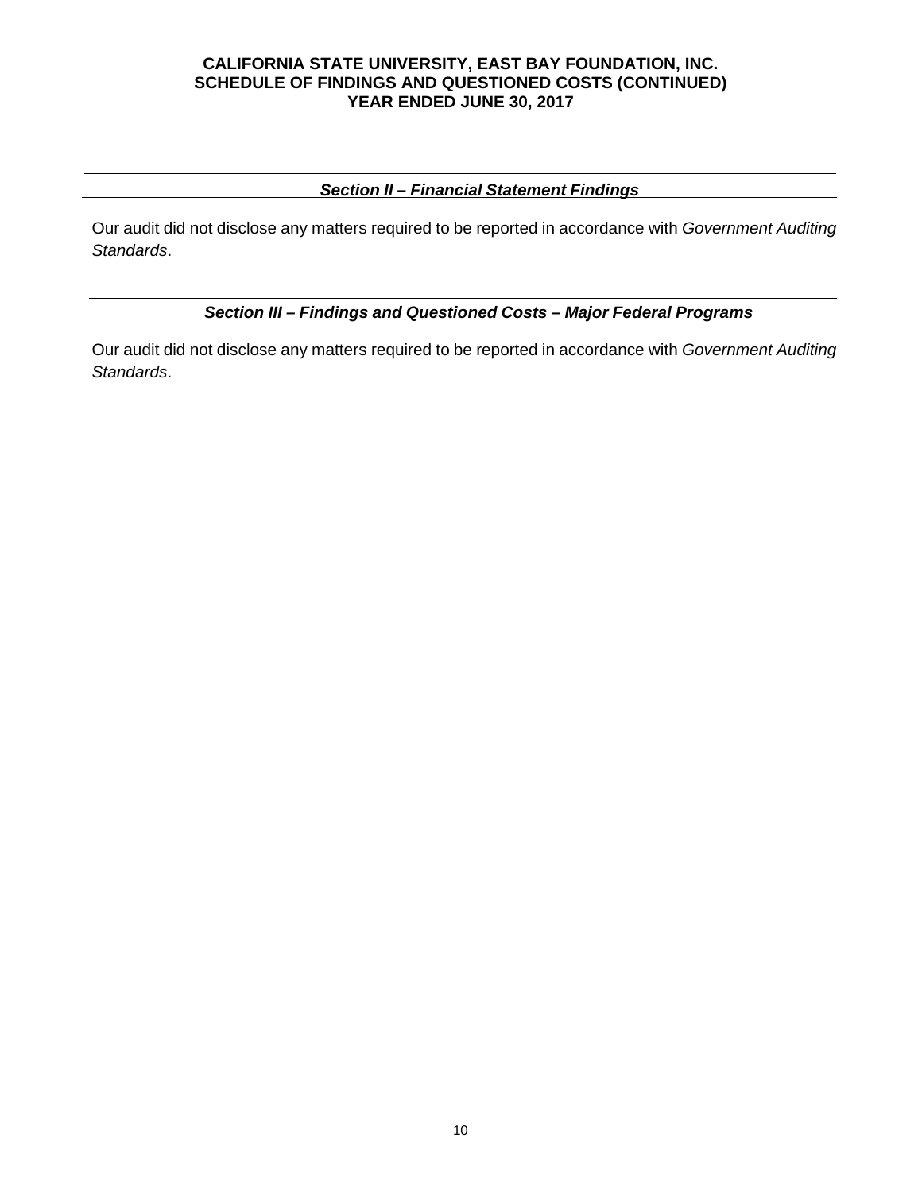# CALIFORNIA STATE UNIVERSITY, EAST BAY FOUNDATION, INC.
## SCHEDULE OF FINDINGS AND QUESTIONED COSTS (CONTINUED)
## YEAR ENDED JUNE 30, 2017

### ***Section II – Financial Statement Findings***

Our audit did not disclose any matters required to be reported in accordance with *Government Auditing Standards*.

### ***Section III – Findings and Questioned Costs – Major Federal Programs***

Our audit did not disclose any matters required to be reported in accordance with *Government Auditing Standards*.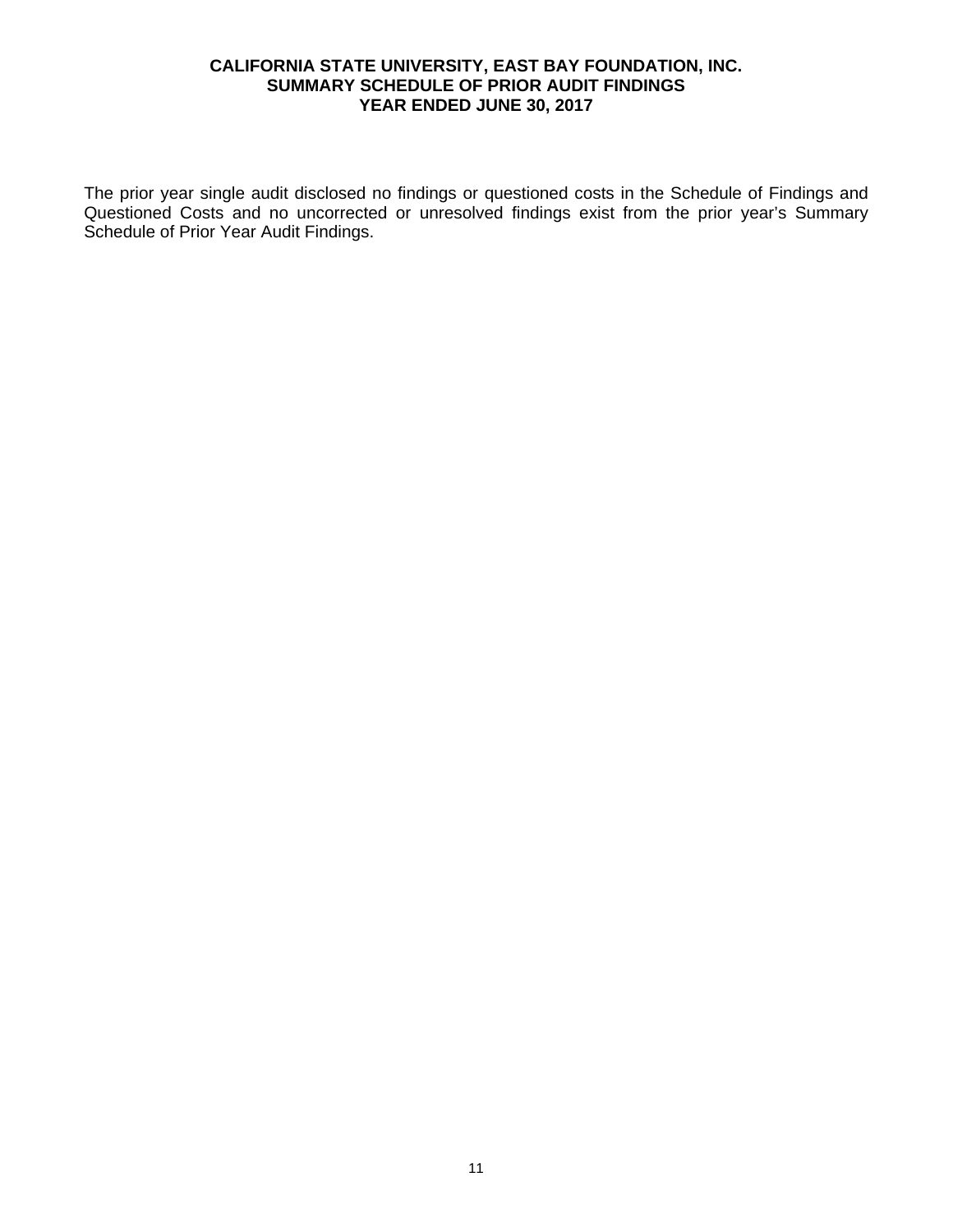# CALIFORNIA STATE UNIVERSITY, EAST BAY FOUNDATION, INC.
## SUMMARY SCHEDULE OF PRIOR AUDIT FINDINGS
## YEAR ENDED JUNE 30, 2017

The prior year single audit disclosed no findings or questioned costs in the Schedule of Findings and Questioned Costs and no uncorrected or unresolved findings exist from the prior year's Summary Schedule of Prior Year Audit Findings.